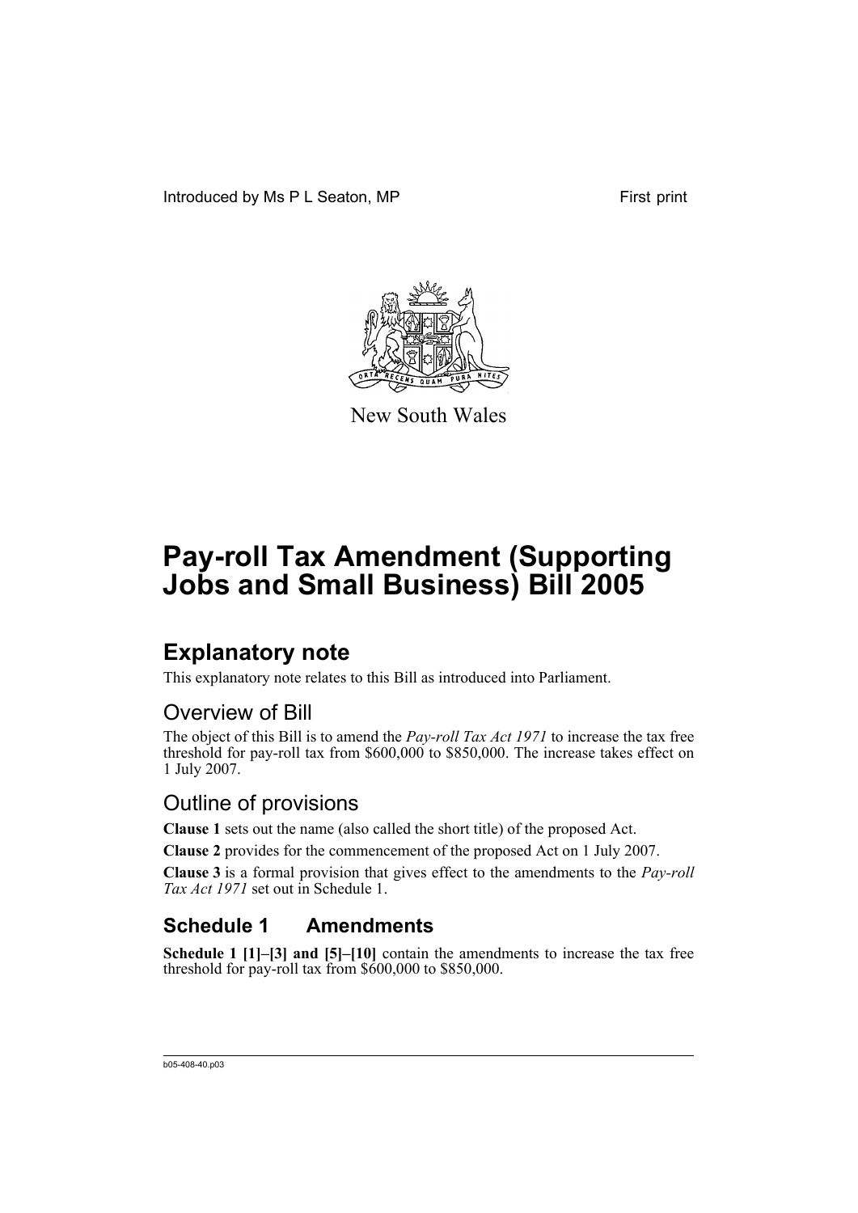Introduced by Ms P L Seaton, MP

First print

New South Wales

# Pay-roll Tax Amendment (Supporting Jobs and Small Business) Bill 2005

## Explanatory note

This explanatory note relates to this Bill as introduced into Parliament.

### Overview of Bill

The object of this Bill is to amend the *Pay-roll Tax Act 1971* to increase the tax free threshold for pay-roll tax from $600,000 to $850,000. The increase takes effect on 1 July 2007.

### Outline of provisions

**Clause 1** sets out the name (also called the short title) of the proposed Act.

**Clause 2** provides for the commencement of the proposed Act on 1 July 2007.

**Clause 3** is a formal provision that gives effect to the amendments to the *Pay-roll Tax Act 1971* set out in Schedule 1.

### Schedule 1 Amendments

**Schedule 1 [1]–[3] and [5]–[10]** contain the amendments to increase the tax free threshold for pay-roll tax from $600,000 to $850,000.

b05-408-40.p03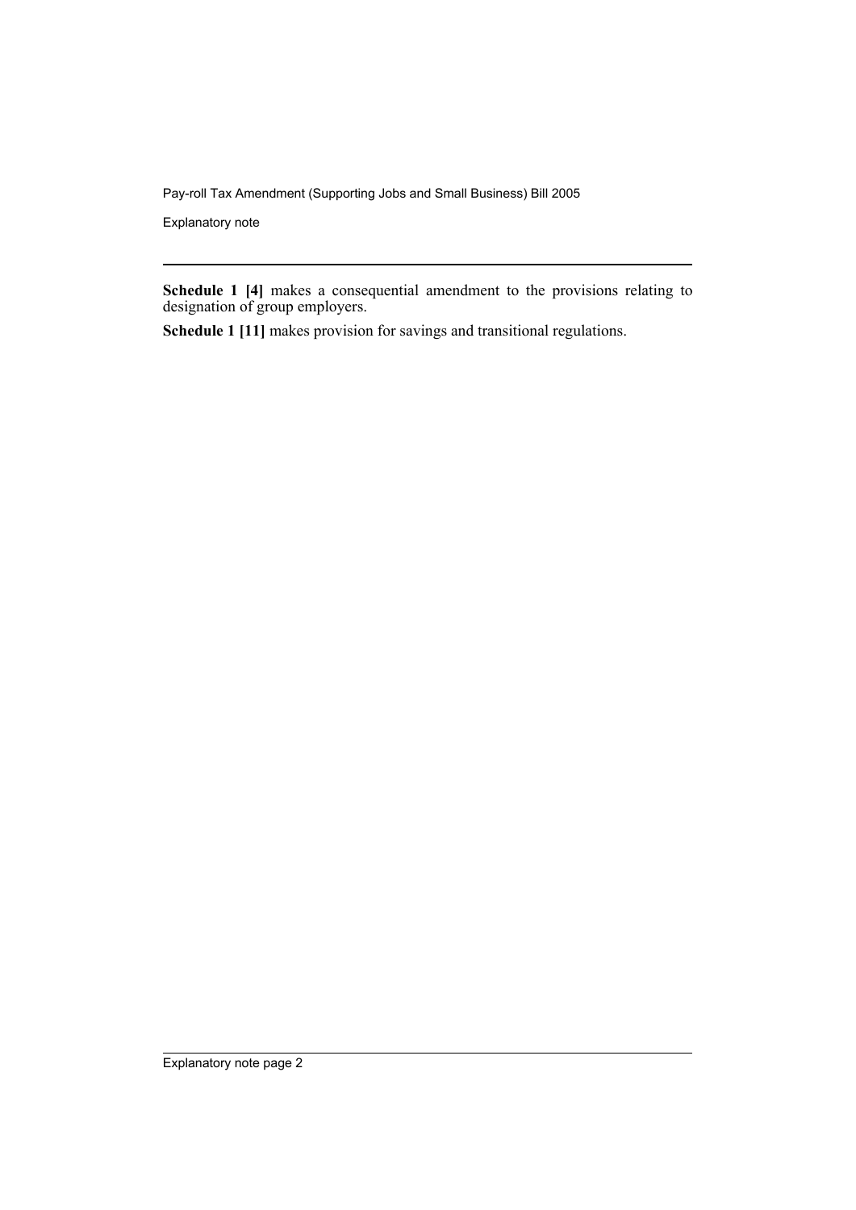**Schedule 1 [4]** makes a consequential amendment to the provisions relating to designation of group employers.

**Schedule 1 [11]** makes provision for savings and transitional regulations.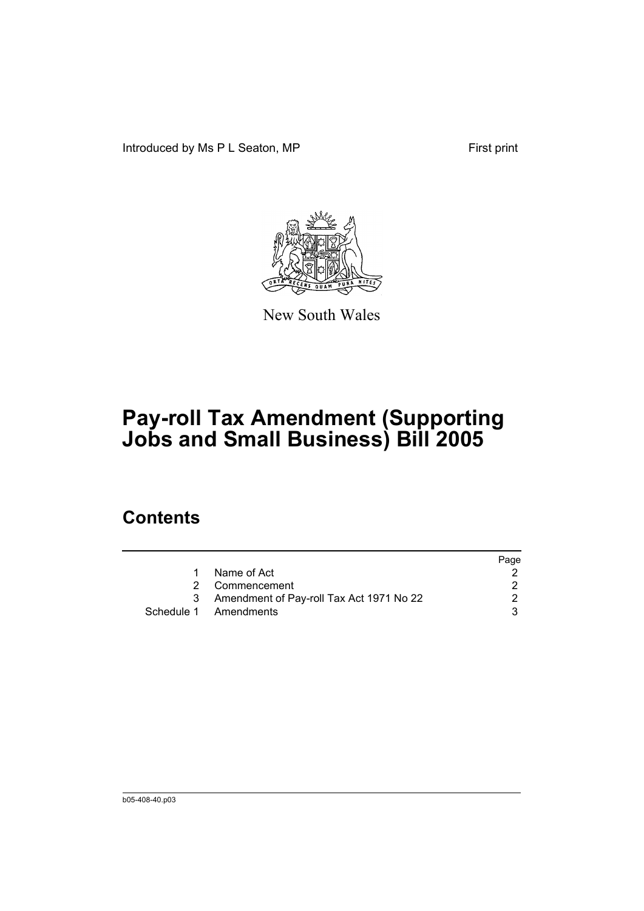Introduced by Ms P L Seaton, MP First print

New South Wales

# Pay-roll Tax Amendment (Supporting Jobs and Small Business) Bill 2005

## Contents

| | | Page |
|---|---|---|
| 1 | Name of Act | 2 |
| 2 | Commencement | 2 |
| 3 | Amendment of Pay-roll Tax Act 1971 No 22 | 2 |
| Schedule 1 | Amendments | 3 |

b05-408-40.p03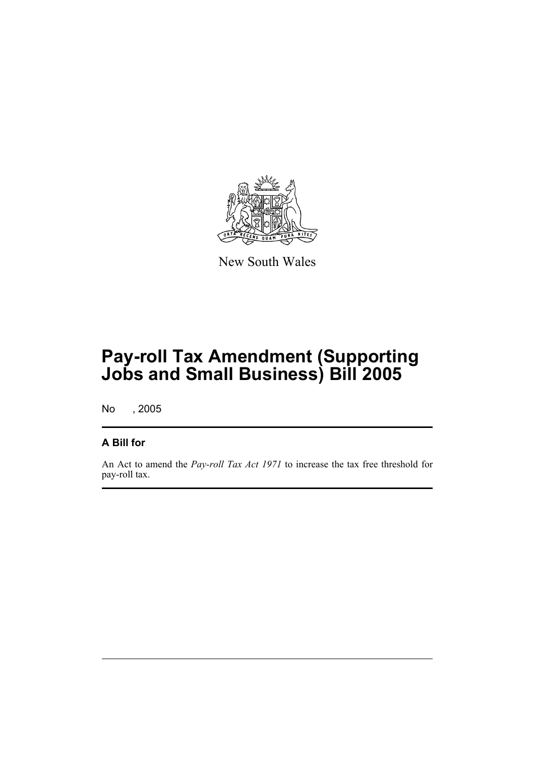New South Wales

# Pay-roll Tax Amendment (Supporting Jobs and Small Business) Bill 2005

No , 2005

## A Bill for

An Act to amend the *Pay-roll Tax Act 1971* to increase the tax free threshold for pay-roll tax.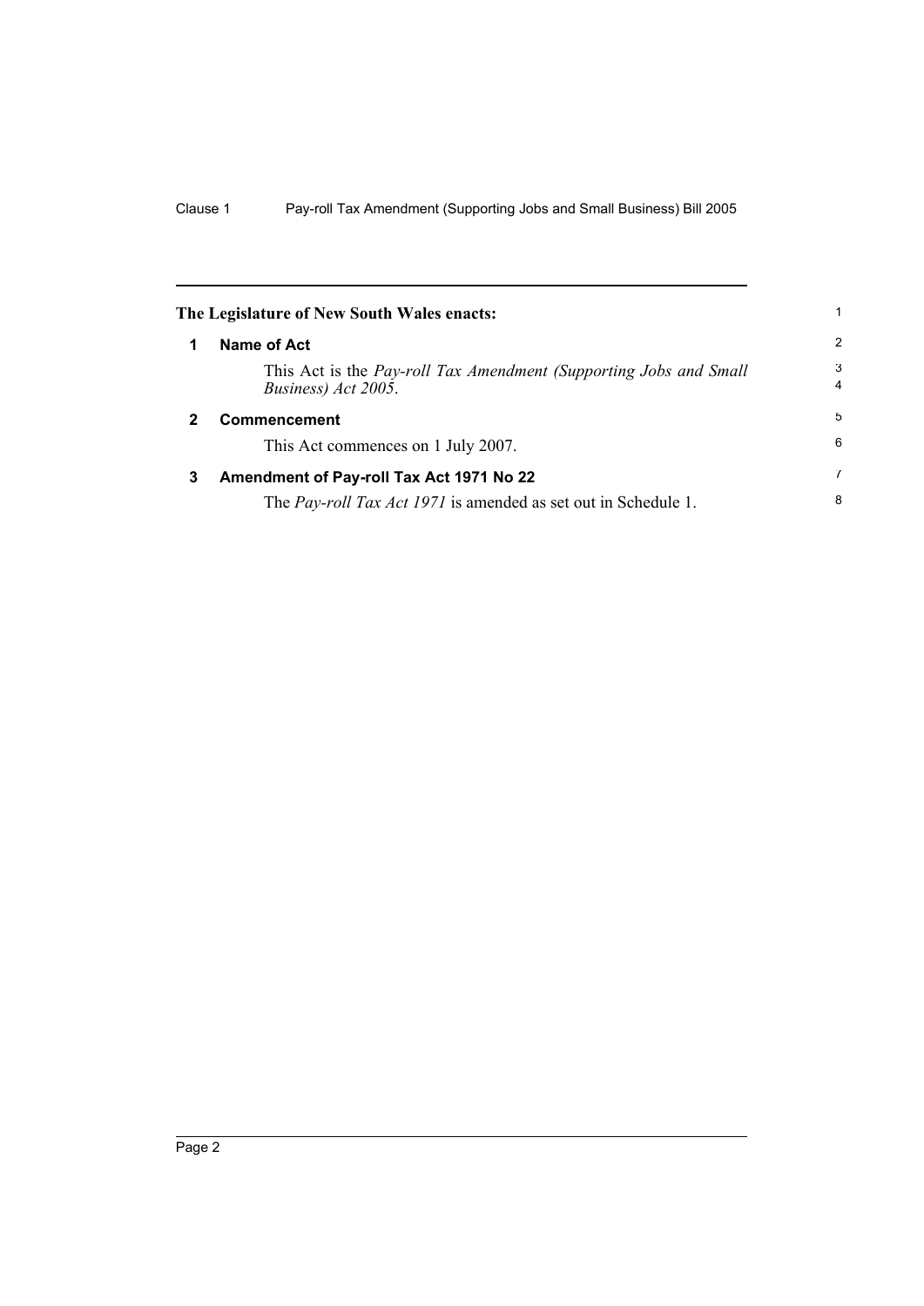The Legislature of New South Wales enacts:

## 1 Name of Act

This Act is the *Pay-roll Tax Amendment (Supporting Jobs and Small Business) Act 2005*.

## 2 Commencement

This Act commences on 1 July 2007.

## 3 Amendment of Pay-roll Tax Act 1971 No 22

The *Pay-roll Tax Act 1971* is amended as set out in Schedule 1.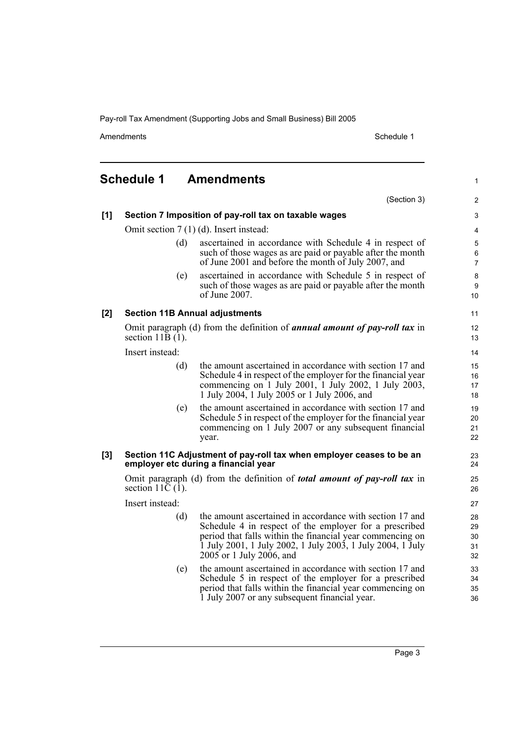## Schedule 1 Amendments

(Section 3)

### [1] Section 7 Imposition of pay-roll tax on taxable wages

Omit section 7 (1) (d). Insert instead:

> (d) ascertained in accordance with Schedule 4 in respect of such of those wages as are paid or payable after the month of June 2001 and before the month of July 2007, and
>
> (e) ascertained in accordance with Schedule 5 in respect of such of those wages as are paid or payable after the month of June 2007.

### [2] Section 11B Annual adjustments

Omit paragraph (d) from the definition of ***annual amount of pay-roll tax*** in section 11B (1).

Insert instead:

> (d) the amount ascertained in accordance with section 17 and Schedule 4 in respect of the employer for the financial year commencing on 1 July 2001, 1 July 2002, 1 July 2003, 1 July 2004, 1 July 2005 or 1 July 2006, and
>
> (e) the amount ascertained in accordance with section 17 and Schedule 5 in respect of the employer for the financial year commencing on 1 July 2007 or any subsequent financial year.

### [3] Section 11C Adjustment of pay-roll tax when employer ceases to be an employer etc during a financial year

Omit paragraph (d) from the definition of ***total amount of pay-roll tax*** in section 11C (1).

Insert instead:

> (d) the amount ascertained in accordance with section 17 and Schedule 4 in respect of the employer for a prescribed period that falls within the financial year commencing on 1 July 2001, 1 July 2002, 1 July 2003, 1 July 2004, 1 July 2005 or 1 July 2006, and
>
> (e) the amount ascertained in accordance with section 17 and Schedule 5 in respect of the employer for a prescribed period that falls within the financial year commencing on 1 July 2007 or any subsequent financial year.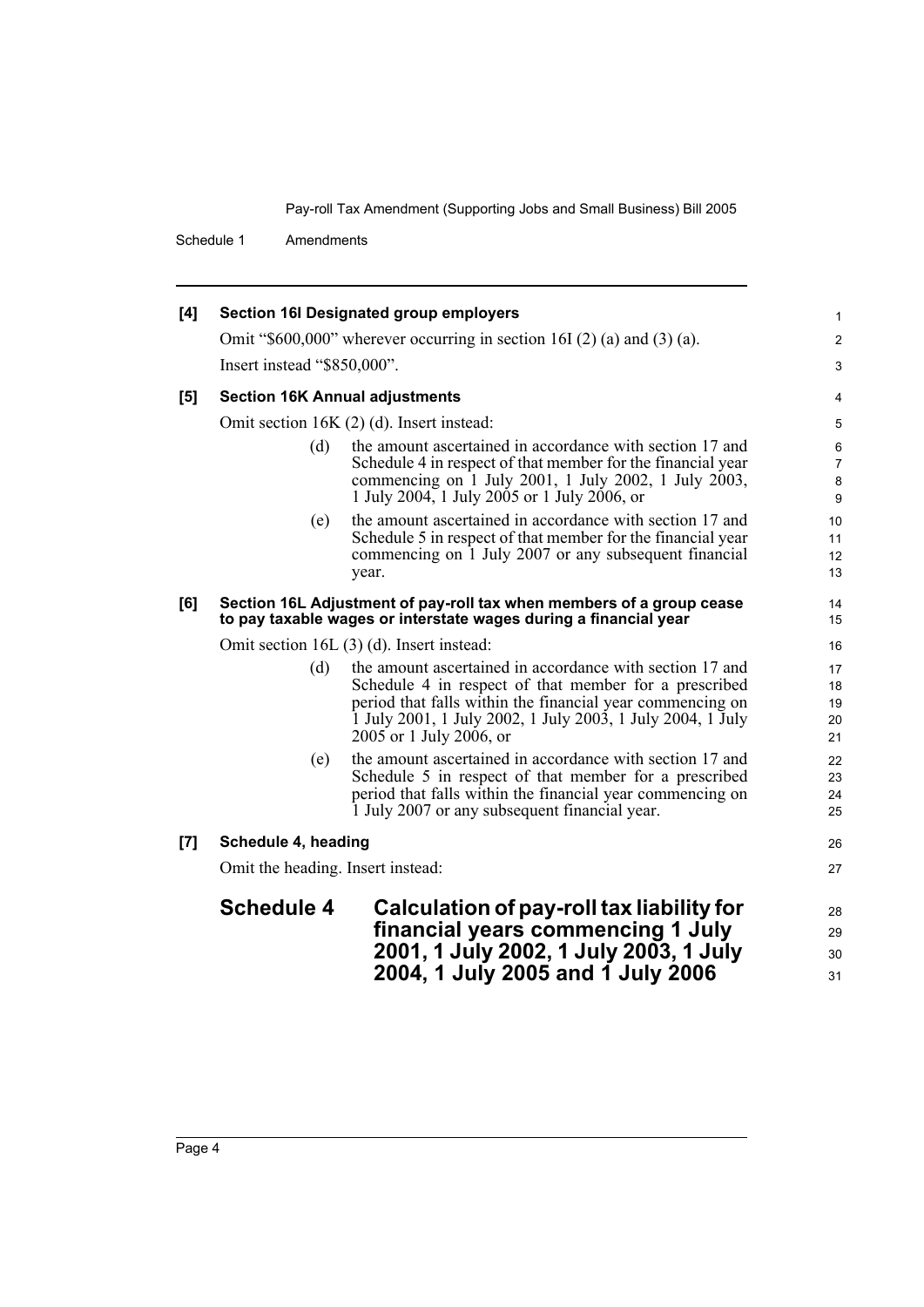**[4] Section 16I Designated group employers**

Omit "$600,000" wherever occurring in section 16I (2) (a) and (3) (a).

Insert instead "$850,000".

**[5] Section 16K Annual adjustments**

Omit section 16K (2) (d). Insert instead:

> (d) the amount ascertained in accordance with section 17 and Schedule 4 in respect of that member for the financial year commencing on 1 July 2001, 1 July 2002, 1 July 2003, 1 July 2004, 1 July 2005 or 1 July 2006, or
>
> (e) the amount ascertained in accordance with section 17 and Schedule 5 in respect of that member for the financial year commencing on 1 July 2007 or any subsequent financial year.

**[6] Section 16L Adjustment of pay-roll tax when members of a group cease to pay taxable wages or interstate wages during a financial year**

Omit section 16L (3) (d). Insert instead:

> (d) the amount ascertained in accordance with section 17 and Schedule 4 in respect of that member for a prescribed period that falls within the financial year commencing on 1 July 2001, 1 July 2002, 1 July 2003, 1 July 2004, 1 July 2005 or 1 July 2006, or
>
> (e) the amount ascertained in accordance with section 17 and Schedule 5 in respect of that member for a prescribed period that falls within the financial year commencing on 1 July 2007 or any subsequent financial year.

**[7] Schedule 4, heading**

Omit the heading. Insert instead:

## Schedule 4 Calculation of pay-roll tax liability for financial years commencing 1 July 2001, 1 July 2002, 1 July 2003, 1 July 2004, 1 July 2005 and 1 July 2006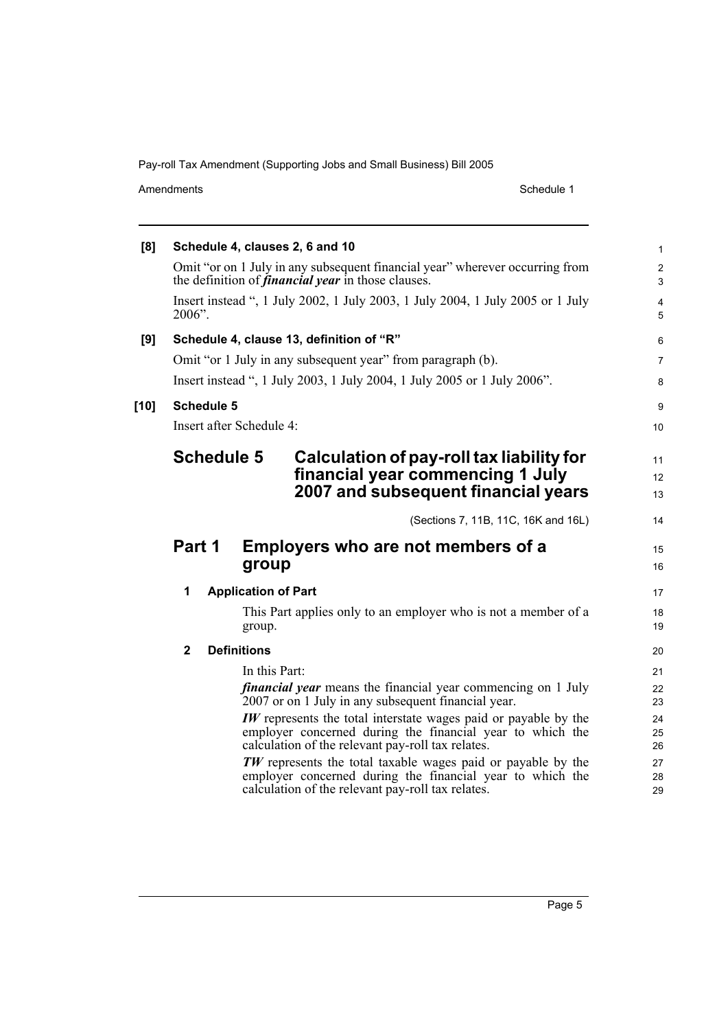**[8] Schedule 4, clauses 2, 6 and 10**

Omit "or on 1 July in any subsequent financial year" wherever occurring from the definition of ***financial year*** in those clauses.

Insert instead ", 1 July 2002, 1 July 2003, 1 July 2004, 1 July 2005 or 1 July 2006".

**[9] Schedule 4, clause 13, definition of "R"**

Omit "or 1 July in any subsequent year" from paragraph (b).

Insert instead ", 1 July 2003, 1 July 2004, 1 July 2005 or 1 July 2006".

**[10] Schedule 5**

Insert after Schedule 4:

# Schedule 5 Calculation of pay-roll tax liability for financial year commencing 1 July 2007 and subsequent financial years

(Sections 7, 11B, 11C, 16K and 16L)

## Part 1 Employers who are not members of a group

### 1 Application of Part

This Part applies only to an employer who is not a member of a group.

### 2 Definitions

In this Part:

***financial year*** means the financial year commencing on 1 July 2007 or on 1 July in any subsequent financial year.

***IW*** represents the total interstate wages paid or payable by the employer concerned during the financial year to which the calculation of the relevant pay-roll tax relates.

***TW*** represents the total taxable wages paid or payable by the employer concerned during the financial year to which the calculation of the relevant pay-roll tax relates.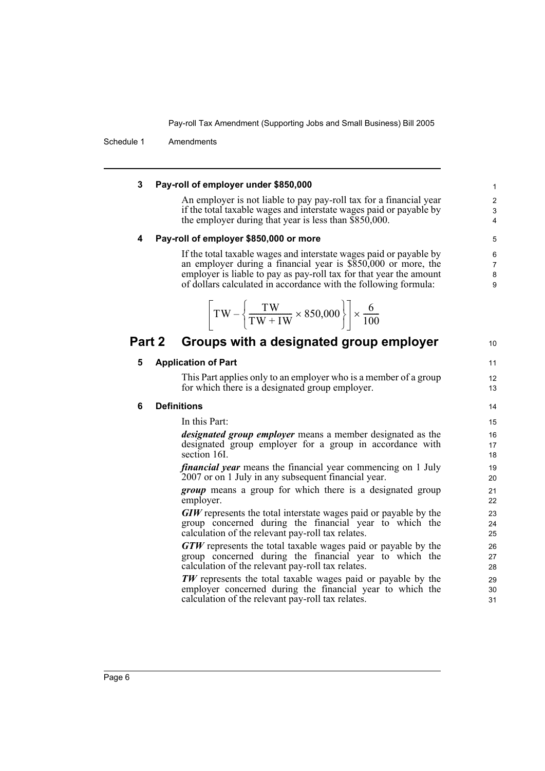### 3 Pay-roll of employer under $850,000

An employer is not liable to pay pay-roll tax for a financial year if the total taxable wages and interstate wages paid or payable by the employer during that year is less than $850,000.

### 4 Pay-roll of employer $850,000 or more

If the total taxable wages and interstate wages paid or payable by an employer during a financial year is $850,000 or more, the employer is liable to pay as pay-roll tax for that year the amount of dollars calculated in accordance with the following formula:

$$\left[\mathrm{TW} - \left\{\frac{\mathrm{TW}}{\mathrm{TW} + \mathrm{IW}} \times 850{,}000\right\}\right] \times \frac{6}{100}$$

## Part 2 Groups with a designated group employer

### 5 Application of Part

This Part applies only to an employer who is a member of a group for which there is a designated group employer.

### 6 Definitions

In this Part:

***designated group employer*** means a member designated as the designated group employer for a group in accordance with section 16I.

***financial year*** means the financial year commencing on 1 July 2007 or on 1 July in any subsequent financial year.

***group*** means a group for which there is a designated group employer.

***GIW*** represents the total interstate wages paid or payable by the group concerned during the financial year to which the calculation of the relevant pay-roll tax relates.

***GTW*** represents the total taxable wages paid or payable by the group concerned during the financial year to which the calculation of the relevant pay-roll tax relates.

***TW*** represents the total taxable wages paid or payable by the employer concerned during the financial year to which the calculation of the relevant pay-roll tax relates.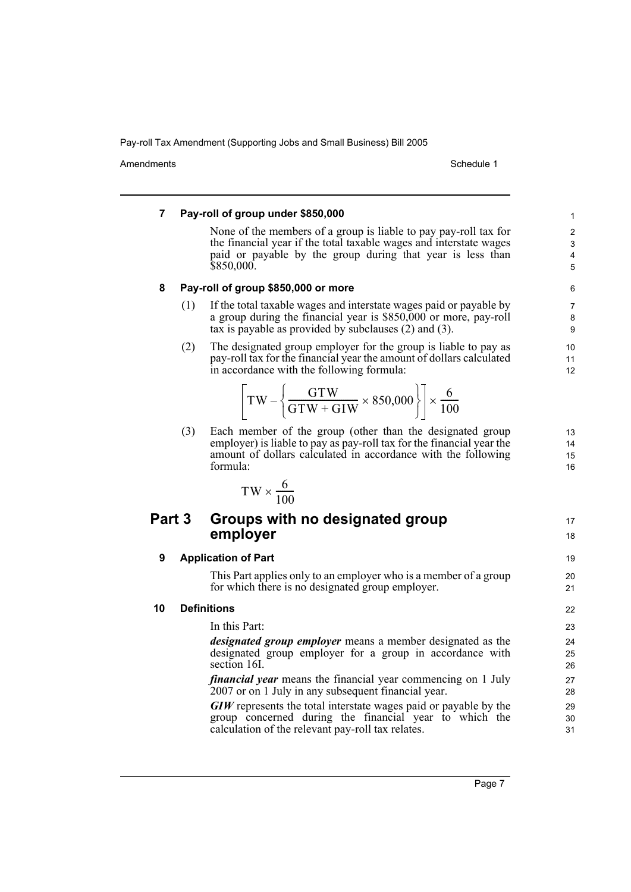**7 Pay-roll of group under $850,000**

None of the members of a group is liable to pay pay-roll tax for the financial year if the total taxable wages and interstate wages paid or payable by the group during that year is less than $850,000.

**8 Pay-roll of group $850,000 or more**

(1) If the total taxable wages and interstate wages paid or payable by a group during the financial year is $850,000 or more, pay-roll tax is payable as provided by subclauses (2) and (3).

(2) The designated group employer for the group is liable to pay as pay-roll tax for the financial year the amount of dollars calculated in accordance with the following formula:

$$\left[\mathrm{TW} - \left\{\frac{\mathrm{GTW}}{\mathrm{GTW} + \mathrm{GIW}} \times 850{,}000\right\}\right] \times \frac{6}{100}$$

(3) Each member of the group (other than the designated group employer) is liable to pay as pay-roll tax for the financial year the amount of dollars calculated in accordance with the following formula:

$$\mathrm{TW} \times \frac{6}{100}$$

## Part 3 Groups with no designated group employer

**9 Application of Part**

This Part applies only to an employer who is a member of a group for which there is no designated group employer.

**10 Definitions**

In this Part:

***designated group employer*** means a member designated as the designated group employer for a group in accordance with section 16I.

***financial year*** means the financial year commencing on 1 July 2007 or on 1 July in any subsequent financial year.

***GIW*** represents the total interstate wages paid or payable by the group concerned during the financial year to which the calculation of the relevant pay-roll tax relates.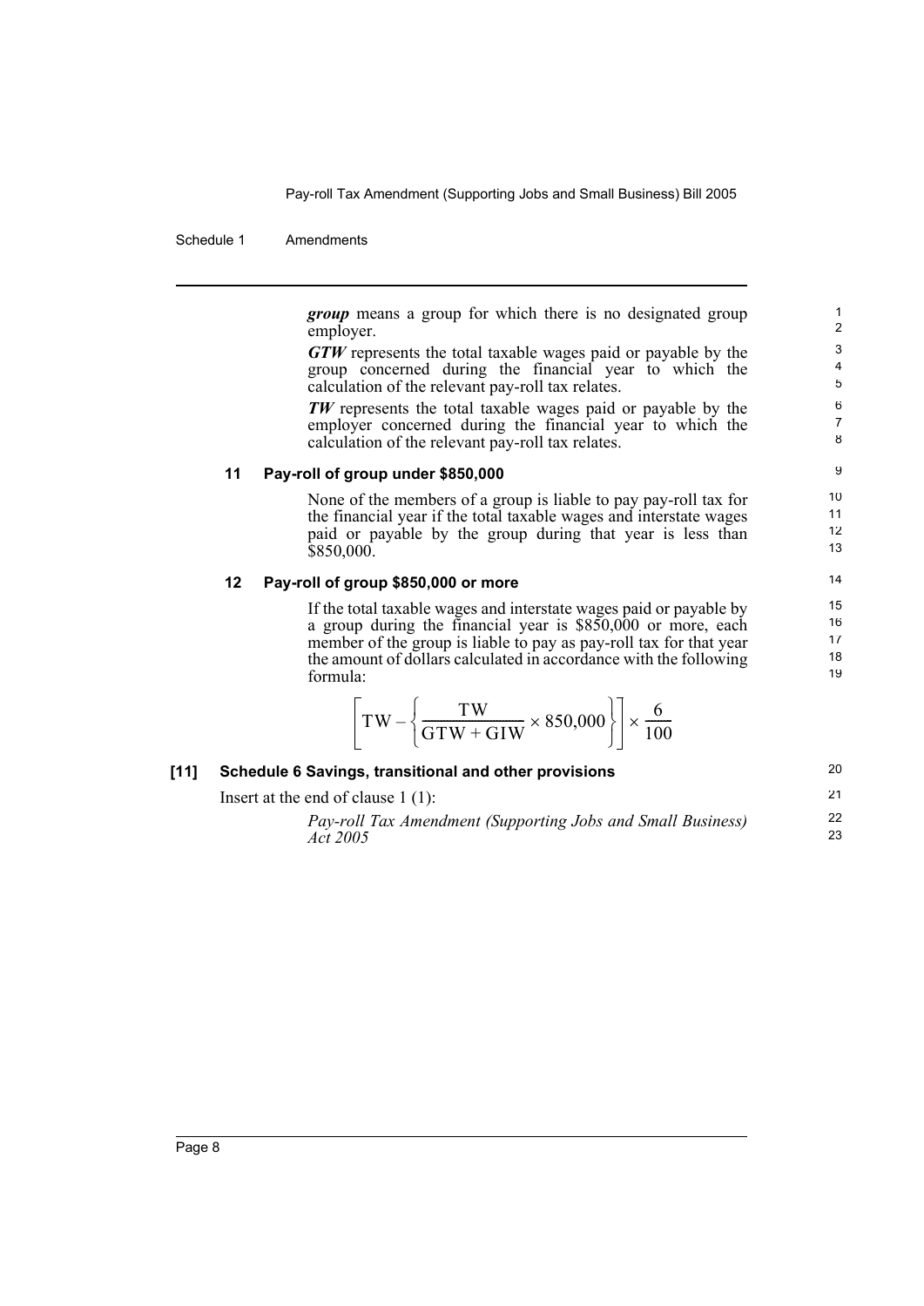***group*** means a group for which there is no designated group employer.

***GTW*** represents the total taxable wages paid or payable by the group concerned during the financial year to which the calculation of the relevant pay-roll tax relates.

***TW*** represents the total taxable wages paid or payable by the employer concerned during the financial year to which the calculation of the relevant pay-roll tax relates.

### 11 Pay-roll of group under $850,000

None of the members of a group is liable to pay pay-roll tax for the financial year if the total taxable wages and interstate wages paid or payable by the group during that year is less than $850,000.

### 12 Pay-roll of group $850,000 or more

If the total taxable wages and interstate wages paid or payable by a group during the financial year is $850,000 or more, each member of the group is liable to pay as pay-roll tax for that year the amount of dollars calculated in accordance with the following formula:

$$\left[ \mathrm{TW} - \left\{ \frac{\mathrm{TW}}{\mathrm{GTW} + \mathrm{GIW}} \times 850{,}000 \right\} \right] \times \frac{6}{100}$$

## [11] Schedule 6 Savings, transitional and other provisions

Insert at the end of clause 1 (1):

*Pay-roll Tax Amendment (Supporting Jobs and Small Business) Act 2005*